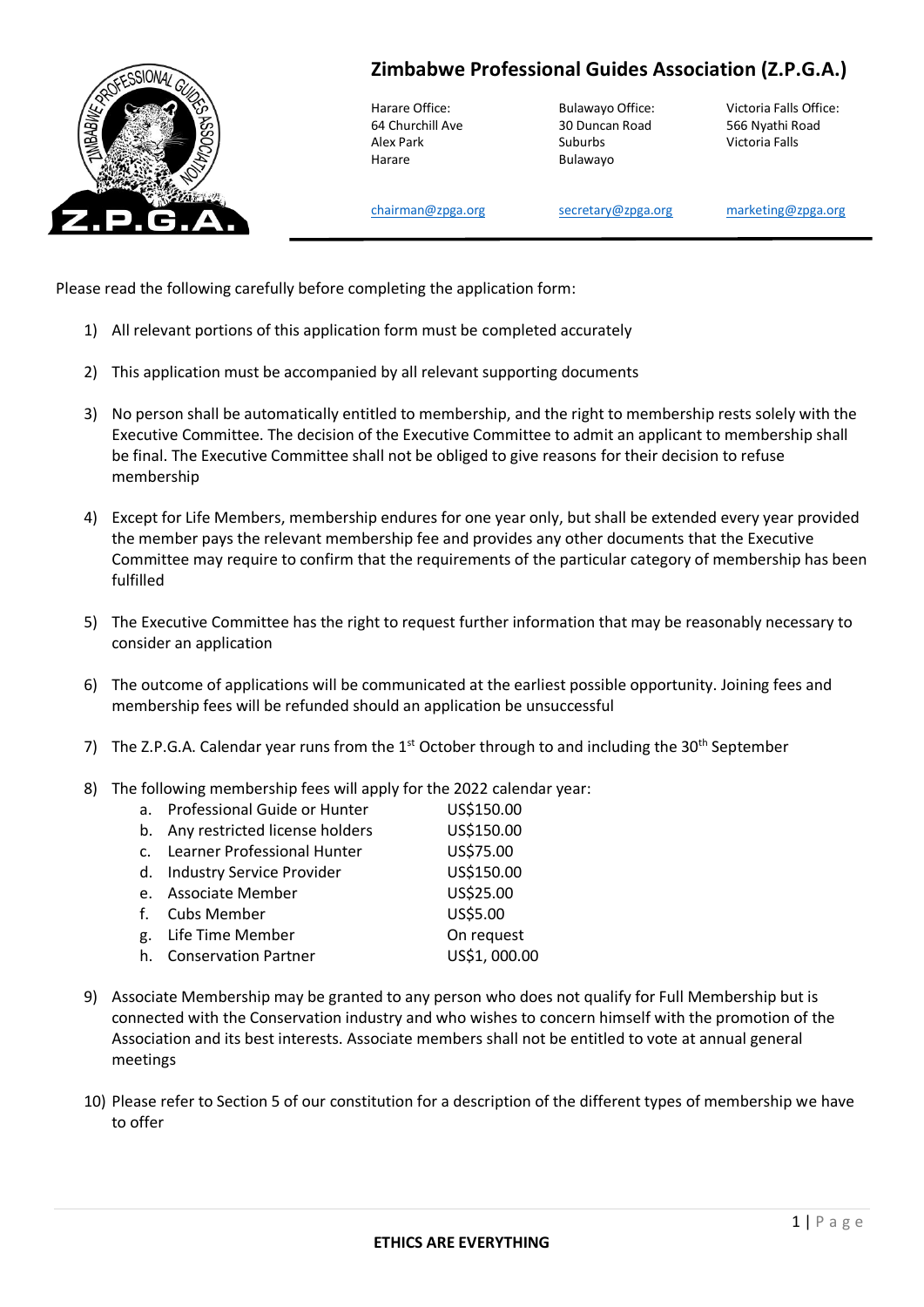# Zimbabwe Professional Guides Association (Z.P.G.A.)

| Harare Office: | Bulawayo Office: | Victoria Falls Office: |
|---|---|---|
| 64 Churchill Ave | 30 Duncan Road | 566 Nyathi Road |
| Alex Park | Suburbs | Victoria Falls |
| Harare | Bulawayo | |
| chairman@zpga.org | secretary@zpga.org | marketing@zpga.org |

Please read the following carefully before completing the application form:

1) All relevant portions of this application form must be completed accurately
2) This application must be accompanied by all relevant supporting documents
3) No person shall be automatically entitled to membership, and the right to membership rests solely with the Executive Committee. The decision of the Executive Committee to admit an applicant to membership shall be final. The Executive Committee shall not be obliged to give reasons for their decision to refuse membership
4) Except for Life Members, membership endures for one year only, but shall be extended every year provided the member pays the relevant membership fee and provides any other documents that the Executive Committee may require to confirm that the requirements of the particular category of membership has been fulfilled
5) The Executive Committee has the right to request further information that may be reasonably necessary to consider an application
6) The outcome of applications will be communicated at the earliest possible opportunity. Joining fees and membership fees will be refunded should an application be unsuccessful
7) The Z.P.G.A. Calendar year runs from the 1st October through to and including the 30th September
8) The following membership fees will apply for the 2022 calendar year:
   a. Professional Guide or Hunter US$150.00
   b. Any restricted license holders US$150.00
   c. Learner Professional Hunter US$75.00
   d. Industry Service Provider US$150.00
   e. Associate Member US$25.00
   f. Cubs Member US$5.00
   g. Life Time Member On request
   h. Conservation Partner US$1, 000.00
9) Associate Membership may be granted to any person who does not qualify for Full Membership but is connected with the Conservation industry and who wishes to concern himself with the promotion of the Association and its best interests. Associate members shall not be entitled to vote at annual general meetings
10) Please refer to Section 5 of our constitution for a description of the different types of membership we have to offer

**ETHICS ARE EVERYTHING**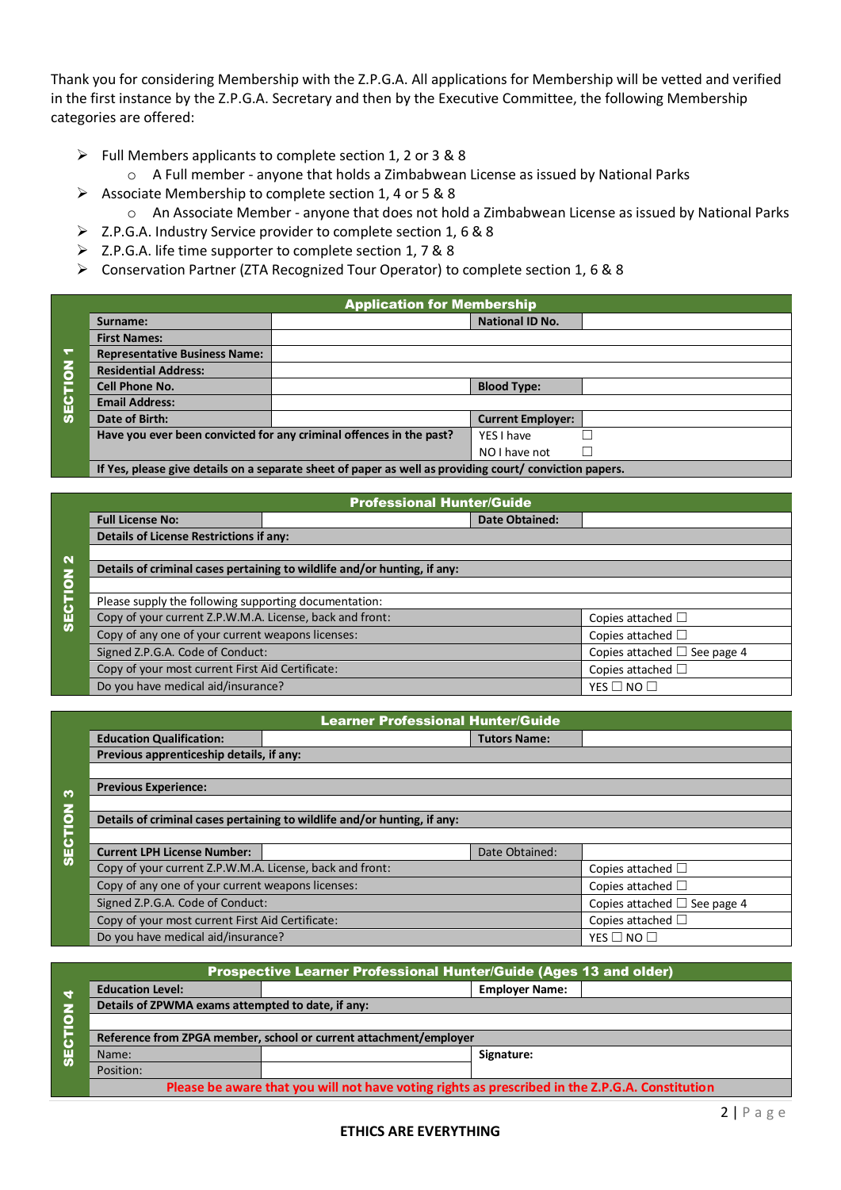Thank you for considering Membership with the Z.P.G.A. All applications for Membership will be vetted and verified in the first instance by the Z.P.G.A. Secretary and then by the Executive Committee, the following Membership categories are offered:

- Full Members applicants to complete section 1, 2 or 3 & 8
  - A Full member - anyone that holds a Zimbabwean License as issued by National Parks
- Associate Membership to complete section 1, 4 or 5 & 8
  - An Associate Member - anyone that does not hold a Zimbabwean License as issued by National Parks
- Z.P.G.A. Industry Service provider to complete section 1, 6 & 8
- Z.P.G.A. life time supporter to complete section 1, 7 & 8
- Conservation Partner (ZTA Recognized Tour Operator) to complete section 1, 6 & 8

**SECTION 1**

| Application for Membership | | | |
|---|---|---|---|
| **Surname:** | | **National ID No.** | |
| **First Names:** | | | |
| **Representative Business Name:** | | | |
| **Residential Address:** | | | |
| **Cell Phone No.** | | **Blood Type:** | |
| **Email Address:** | | | |
| **Date of Birth:** | | **Current Employer:** | |
| **Have you ever been convicted for any criminal offences in the past?** | | YES I have | ☐ |
| | | NO I have not | ☐ |
| **If Yes, please give details on a separate sheet of paper as well as providing court/ conviction papers.** | | | |

**SECTION 2**

| Professional Hunter/Guide | | | |
|---|---|---|---|
| **Full License No:** | | **Date Obtained:** | |
| **Details of License Restrictions if any:** | | | |
| | | | |
| **Details of criminal cases pertaining to wildlife and/or hunting, if any:** | | | |
| | | | |
| Please supply the following supporting documentation: | | | |
| Copy of your current Z.P.W.M.A. License, back and front: | | | Copies attached ☐ |
| Copy of any one of your current weapons licenses: | | | Copies attached ☐ |
| Signed Z.P.G.A. Code of Conduct: | | | Copies attached ☐ See page 4 |
| Copy of your most current First Aid Certificate: | | | Copies attached ☐ |
| Do you have medical aid/insurance? | | | YES ☐ NO ☐ |

**SECTION 3**

| Learner Professional Hunter/Guide | | | |
|---|---|---|---|
| **Education Qualification:** | | **Tutors Name:** | |
| **Previous apprenticeship details, if any:** | | | |
| | | | |
| **Previous Experience:** | | | |
| | | | |
| **Details of criminal cases pertaining to wildlife and/or hunting, if any:** | | | |
| | | | |
| **Current LPH License Number:** | | Date Obtained: | |
| Copy of your current Z.P.W.M.A. License, back and front: | | | Copies attached ☐ |
| Copy of any one of your current weapons licenses: | | | Copies attached ☐ |
| Signed Z.P.G.A. Code of Conduct: | | | Copies attached ☐ See page 4 |
| Copy of your most current First Aid Certificate: | | | Copies attached ☐ |
| Do you have medical aid/insurance? | | | YES ☐ NO ☐ |

**SECTION 4**

| Prospective Learner Professional Hunter/Guide (Ages 13 and older) | | | |
|---|---|---|---|
| **Education Level:** | | **Employer Name:** | |
| **Details of ZPWMA exams attempted to date, if any:** | | | |
| | | | |
| **Reference from ZPGA member, school or current attachment/employer** | | | |
| Name: | | **Signature:** | |
| Position: | | | |
| **Please be aware that you will not have voting rights as prescribed in the Z.P.G.A. Constitution** | | | |

**ETHICS ARE EVERYTHING**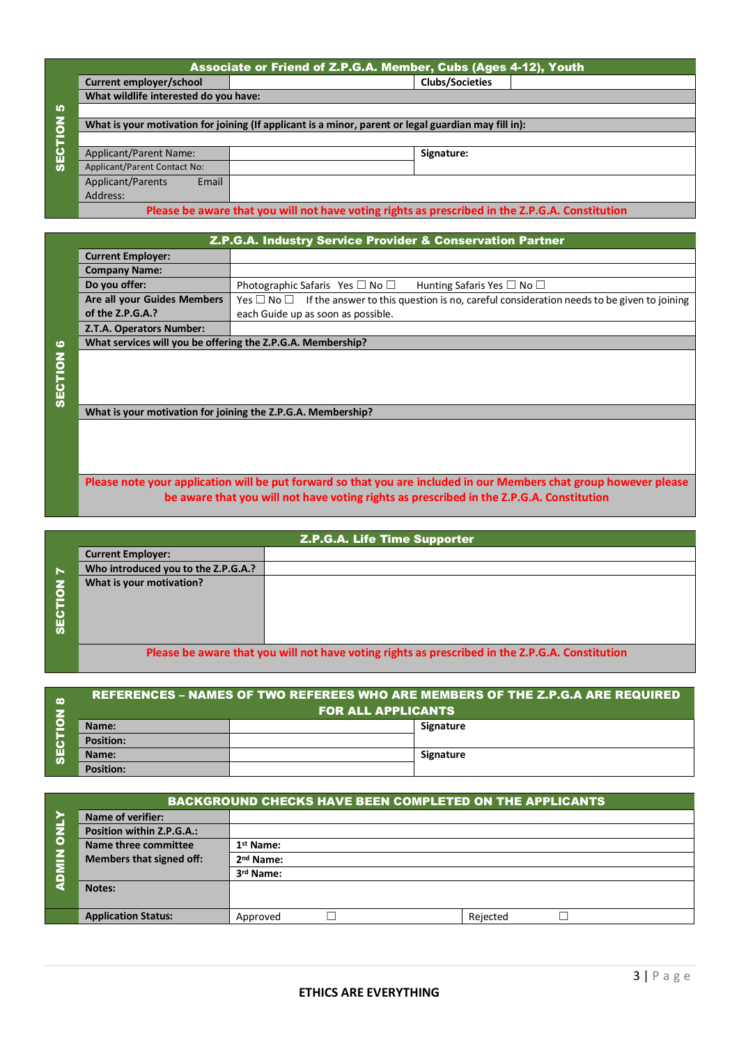## SECTION 5

| Associate or Friend of Z.P.G.A. Member, Cubs (Ages 4-12), Youth | | | |
|---|---|---|---|
| Current employer/school | | Clubs/Societies | |
| What wildlife interested do you have: | | | |
| | | | |
| What is your motivation for joining (If applicant is a minor, parent or legal guardian may fill in): | | | |
| | | | |
| Applicant/Parent Name: | | Signature: | |
| Applicant/Parent Contact No: | | | |
| Applicant/Parents Email Address: | | | |
| Please be aware that you will not have voting rights as prescribed in the Z.P.G.A. Constitution | | | |

## SECTION 6

| Z.P.G.A. Industry Service Provider & Conservation Partner | |
|---|---|
| Current Employer: | |
| Company Name: | |
| Do you offer: | Photographic Safaris Yes ☐ No ☐ Hunting Safaris Yes ☐ No ☐ |
| Are all your Guides Members of the Z.P.G.A.? | Yes ☐ No ☐ If the answer to this question is no, careful consideration needs to be given to joining each Guide up as soon as possible. |
| Z.T.A. Operators Number: | |
| What services will you be offering the Z.P.G.A. Membership? | |
| | |
| What is your motivation for joining the Z.P.G.A. Membership? | |
| | |
| Please note your application will be put forward so that you are included in our Members chat group however please be aware that you will not have voting rights as prescribed in the Z.P.G.A. Constitution | |

## SECTION 7

| Z.P.G.A. Life Time Supporter | |
|---|---|
| Current Employer: | |
| Who introduced you to the Z.P.G.A.? | |
| What is your motivation? | |
| Please be aware that you will not have voting rights as prescribed in the Z.P.G.A. Constitution | |

## SECTION 8

| REFERENCES – NAMES OF TWO REFEREES WHO ARE MEMBERS OF THE Z.P.G.A ARE REQUIRED FOR ALL APPLICANTS | | |
|---|---|---|
| Name: | | Signature |
| Position: | | |
| Name: | | Signature |
| Position: | | |

## ADMIN ONLY

| BACKGROUND CHECKS HAVE BEEN COMPLETED ON THE APPLICANTS | | |
|---|---|---|
| Name of verifier: | | |
| Position within Z.P.G.A.: | | |
| Name three committee Members that signed off: | 1st Name: | |
| | 2nd Name: | |
| | 3rd Name: | |
| Notes: | | |
| Application Status: | Approved ☐ | Rejected ☐ |

ETHICS ARE EVERYTHING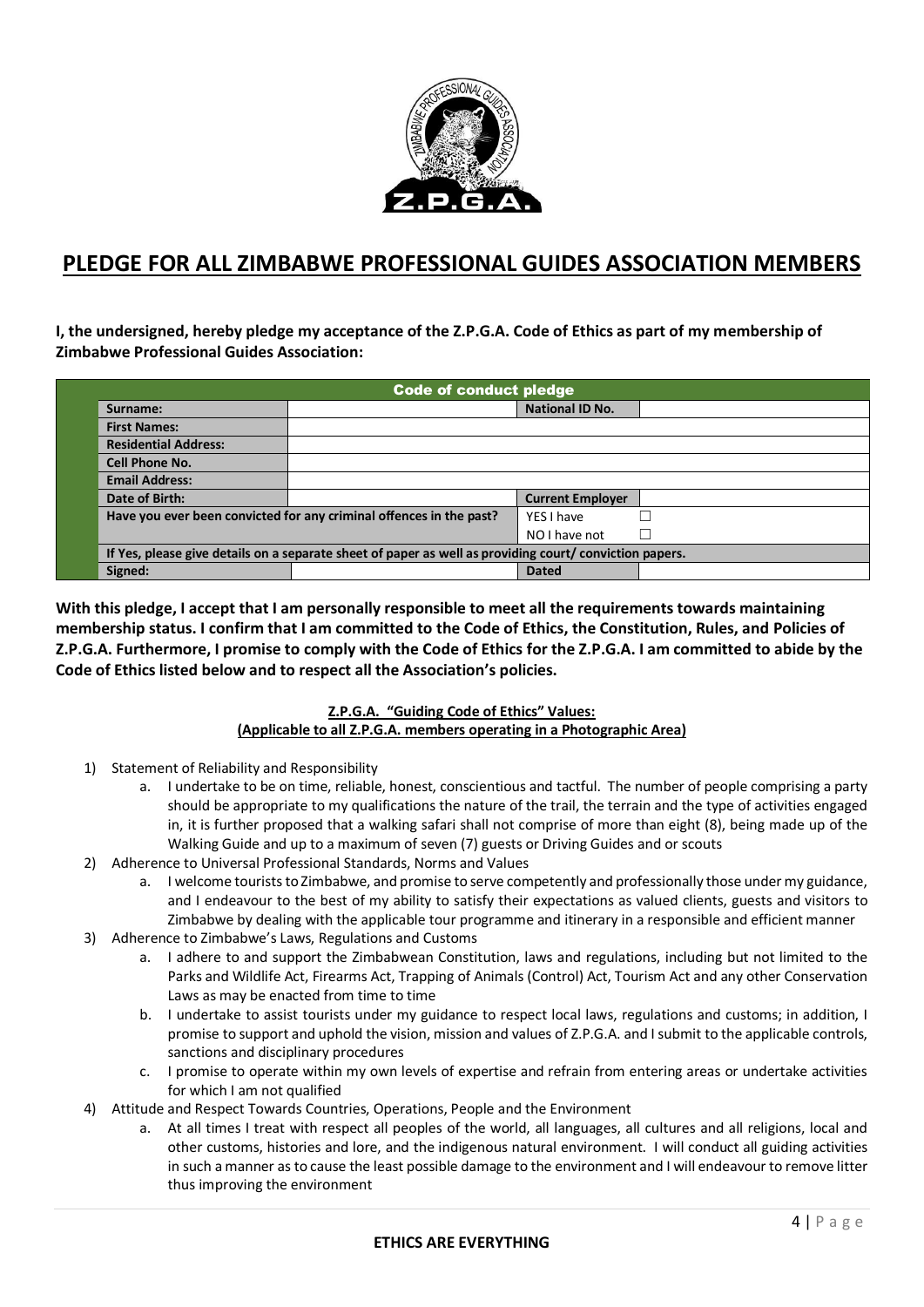# PLEDGE FOR ALL ZIMBABWE PROFESSIONAL GUIDES ASSOCIATION MEMBERS

**I, the undersigned, hereby pledge my acceptance of the Z.P.G.A. Code of Ethics as part of my membership of Zimbabwe Professional Guides Association:**

| Code of conduct pledge | | | |
|---|---|---|---|
| **Surname:** | | **National ID No.** | |
| **First Names:** | | | |
| **Residential Address:** | | | |
| **Cell Phone No.** | | | |
| **Email Address:** | | | |
| **Date of Birth:** | | **Current Employer** | |
| **Have you ever been convicted for any criminal offences in the past?** | | YES I have | ☐ |
| | | NO I have not | ☐ |
| **If Yes, please give details on a separate sheet of paper as well as providing court/ conviction papers.** | | | |
| **Signed:** | | **Dated** | |

**With this pledge, I accept that I am personally responsible to meet all the requirements towards maintaining membership status. I confirm that I am committed to the Code of Ethics, the Constitution, Rules, and Policies of Z.P.G.A. Furthermore, I promise to comply with the Code of Ethics for the Z.P.G.A. I am committed to abide by the Code of Ethics listed below and to respect all the Association's policies.**

**Z.P.G.A. "Guiding Code of Ethics" Values:**
**(Applicable to all Z.P.G.A. members operating in a Photographic Area)**

1) Statement of Reliability and Responsibility
   a. I undertake to be on time, reliable, honest, conscientious and tactful. The number of people comprising a party should be appropriate to my qualifications the nature of the trail, the terrain and the type of activities engaged in, it is further proposed that a walking safari shall not comprise of more than eight (8), being made up of the Walking Guide and up to a maximum of seven (7) guests or Driving Guides and or scouts
2) Adherence to Universal Professional Standards, Norms and Values
   a. I welcome tourists to Zimbabwe, and promise to serve competently and professionally those under my guidance, and I endeavour to the best of my ability to satisfy their expectations as valued clients, guests and visitors to Zimbabwe by dealing with the applicable tour programme and itinerary in a responsible and efficient manner
3) Adherence to Zimbabwe's Laws, Regulations and Customs
   a. I adhere to and support the Zimbabwean Constitution, laws and regulations, including but not limited to the Parks and Wildlife Act, Firearms Act, Trapping of Animals (Control) Act, Tourism Act and any other Conservation Laws as may be enacted from time to time
   b. I undertake to assist tourists under my guidance to respect local laws, regulations and customs; in addition, I promise to support and uphold the vision, mission and values of Z.P.G.A. and I submit to the applicable controls, sanctions and disciplinary procedures
   c. I promise to operate within my own levels of expertise and refrain from entering areas or undertake activities for which I am not qualified
4) Attitude and Respect Towards Countries, Operations, People and the Environment
   a. At all times I treat with respect all peoples of the world, all languages, all cultures and all religions, local and other customs, histories and lore, and the indigenous natural environment. I will conduct all guiding activities in such a manner as to cause the least possible damage to the environment and I will endeavour to remove litter thus improving the environment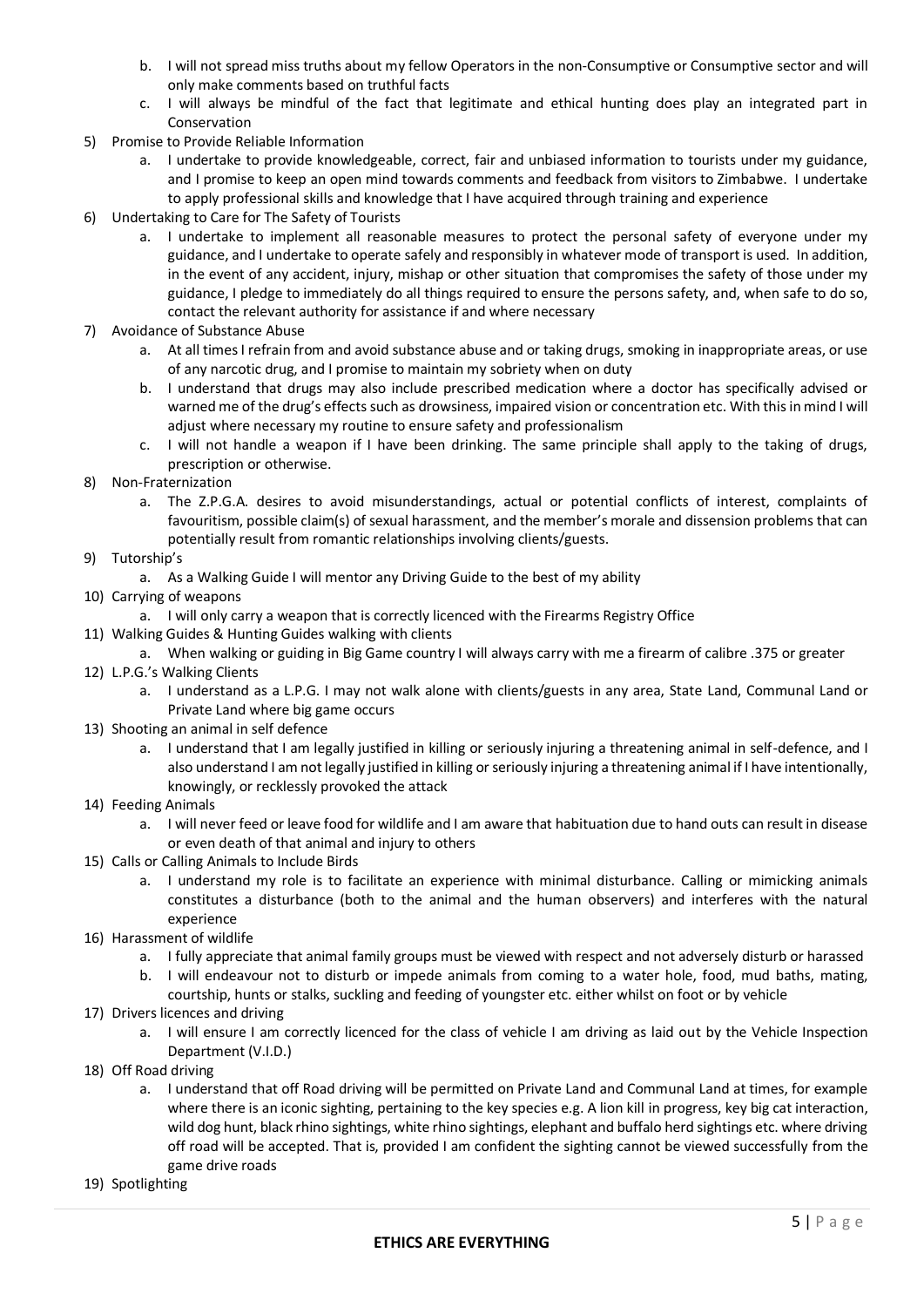b. I will not spread miss truths about my fellow Operators in the non-Consumptive or Consumptive sector and will only make comments based on truthful facts
   c. I will always be mindful of the fact that legitimate and ethical hunting does play an integrated part in Conservation

5) Promise to Provide Reliable Information
   a. I undertake to provide knowledgeable, correct, fair and unbiased information to tourists under my guidance, and I promise to keep an open mind towards comments and feedback from visitors to Zimbabwe. I undertake to apply professional skills and knowledge that I have acquired through training and experience

6) Undertaking to Care for The Safety of Tourists
   a. I undertake to implement all reasonable measures to protect the personal safety of everyone under my guidance, and I undertake to operate safely and responsibly in whatever mode of transport is used. In addition, in the event of any accident, injury, mishap or other situation that compromises the safety of those under my guidance, I pledge to immediately do all things required to ensure the persons safety, and, when safe to do so, contact the relevant authority for assistance if and where necessary

7) Avoidance of Substance Abuse
   a. At all times I refrain from and avoid substance abuse and or taking drugs, smoking in inappropriate areas, or use of any narcotic drug, and I promise to maintain my sobriety when on duty
   b. I understand that drugs may also include prescribed medication where a doctor has specifically advised or warned me of the drug's effects such as drowsiness, impaired vision or concentration etc. With this in mind I will adjust where necessary my routine to ensure safety and professionalism
   c. I will not handle a weapon if I have been drinking. The same principle shall apply to the taking of drugs, prescription or otherwise.

8) Non-Fraternization
   a. The Z.P.G.A. desires to avoid misunderstandings, actual or potential conflicts of interest, complaints of favouritism, possible claim(s) of sexual harassment, and the member's morale and dissension problems that can potentially result from romantic relationships involving clients/guests.

9) Tutorship's
   a. As a Walking Guide I will mentor any Driving Guide to the best of my ability

10) Carrying of weapons
    a. I will only carry a weapon that is correctly licenced with the Firearms Registry Office

11) Walking Guides & Hunting Guides walking with clients
    a. When walking or guiding in Big Game country I will always carry with me a firearm of calibre .375 or greater

12) L.P.G.'s Walking Clients
    a. I understand as a L.P.G. I may not walk alone with clients/guests in any area, State Land, Communal Land or Private Land where big game occurs

13) Shooting an animal in self defence
    a. I understand that I am legally justified in killing or seriously injuring a threatening animal in self-defence, and I also understand I am not legally justified in killing or seriously injuring a threatening animal if I have intentionally, knowingly, or recklessly provoked the attack

14) Feeding Animals
    a. I will never feed or leave food for wildlife and I am aware that habituation due to hand outs can result in disease or even death of that animal and injury to others

15) Calls or Calling Animals to Include Birds
    a. I understand my role is to facilitate an experience with minimal disturbance. Calling or mimicking animals constitutes a disturbance (both to the animal and the human observers) and interferes with the natural experience

16) Harassment of wildlife
    a. I fully appreciate that animal family groups must be viewed with respect and not adversely disturb or harassed
    b. I will endeavour not to disturb or impede animals from coming to a water hole, food, mud baths, mating, courtship, hunts or stalks, suckling and feeding of youngster etc. either whilst on foot or by vehicle

17) Drivers licences and driving
    a. I will ensure I am correctly licenced for the class of vehicle I am driving as laid out by the Vehicle Inspection Department (V.I.D.)

18) Off Road driving
    a. I understand that off Road driving will be permitted on Private Land and Communal Land at times, for example where there is an iconic sighting, pertaining to the key species e.g. A lion kill in progress, key big cat interaction, wild dog hunt, black rhino sightings, white rhino sightings, elephant and buffalo herd sightings etc. where driving off road will be accepted. That is, provided I am confident the sighting cannot be viewed successfully from the game drive roads

19) Spotlighting

**ETHICS ARE EVERYTHING**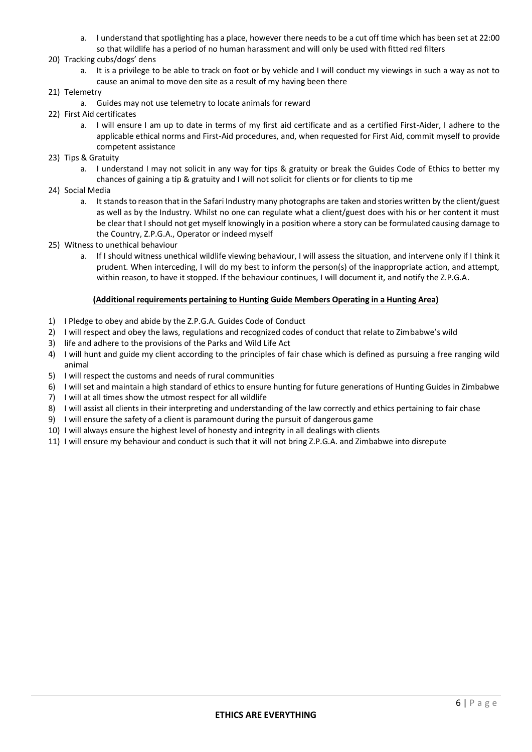a. I understand that spotlighting has a place, however there needs to be a cut off time which has been set at 22:00 so that wildlife has a period of no human harassment and will only be used with fitted red filters

20) Tracking cubs/dogs' dens
    a. It is a privilege to be able to track on foot or by vehicle and I will conduct my viewings in such a way as not to cause an animal to move den site as a result of my having been there
21) Telemetry
    a. Guides may not use telemetry to locate animals for reward
22) First Aid certificates
    a. I will ensure I am up to date in terms of my first aid certificate and as a certified First-Aider, I adhere to the applicable ethical norms and First-Aid procedures, and, when requested for First Aid, commit myself to provide competent assistance
23) Tips & Gratuity
    a. I understand I may not solicit in any way for tips & gratuity or break the Guides Code of Ethics to better my chances of gaining a tip & gratuity and I will not solicit for clients or for clients to tip me
24) Social Media
    a. It stands to reason that in the Safari Industry many photographs are taken and stories written by the client/guest as well as by the Industry. Whilst no one can regulate what a client/guest does with his or her content it must be clear that I should not get myself knowingly in a position where a story can be formulated causing damage to the Country, Z.P.G.A., Operator or indeed myself
25) Witness to unethical behaviour
    a. If I should witness unethical wildlife viewing behaviour, I will assess the situation, and intervene only if I think it prudent. When interceding, I will do my best to inform the person(s) of the inappropriate action, and attempt, within reason, to have it stopped. If the behaviour continues, I will document it, and notify the Z.P.G.A.

**(Additional requirements pertaining to Hunting Guide Members Operating in a Hunting Area)**

1) I Pledge to obey and abide by the Z.P.G.A. Guides Code of Conduct
2) I will respect and obey the laws, regulations and recognized codes of conduct that relate to Zimbabwe's wild
3) life and adhere to the provisions of the Parks and Wild Life Act
4) I will hunt and guide my client according to the principles of fair chase which is defined as pursuing a free ranging wild animal
5) I will respect the customs and needs of rural communities
6) I will set and maintain a high standard of ethics to ensure hunting for future generations of Hunting Guides in Zimbabwe
7) I will at all times show the utmost respect for all wildlife
8) I will assist all clients in their interpreting and understanding of the law correctly and ethics pertaining to fair chase
9) I will ensure the safety of a client is paramount during the pursuit of dangerous game
10) I will always ensure the highest level of honesty and integrity in all dealings with clients
11) I will ensure my behaviour and conduct is such that it will not bring Z.P.G.A. and Zimbabwe into disrepute